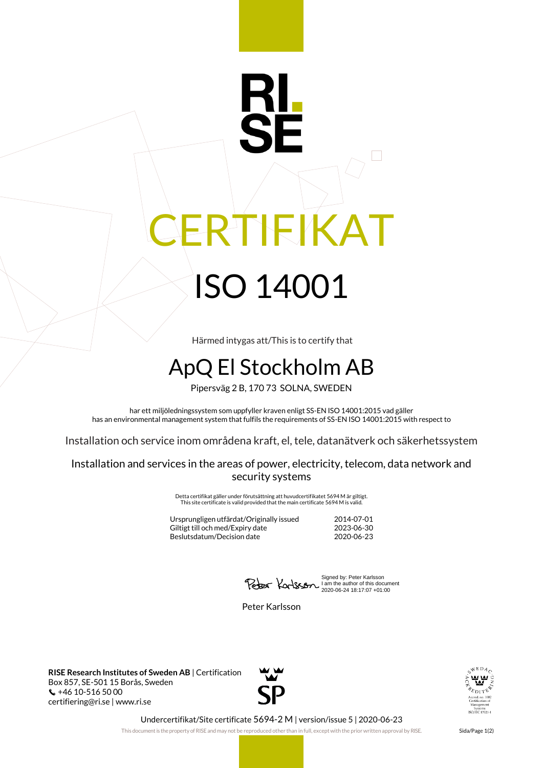RI.
SE

# CERTIFIKAT

# ISO 14001

Härmed intygas att/This is to certify that

## ApQ El Stockholm AB

Pipersväg 2 B, 170 73 SOLNA, SWEDEN

har ett miljöledningssystem som uppfyller kraven enligt SS-EN ISO 14001:2015 vad gäller
has an environmental management system that fulfils the requirements of SS-EN ISO 14001:2015 with respect to

Installation och service inom områdena kraft, el, tele, datanätverk och säkerhetssystem

Installation and services in the areas of power, electricity, telecom, data network and security systems

Detta certifikat gäller under förutsättning att huvudcertifikatet 5694 M är giltigt.
This site certificate is valid provided that the main certificate 5694 M is valid.

| | |
|---|---|
| Ursprungligen utfärdat/Originally issued | 2014-07-01 |
| Giltigt till och med/Expiry date | 2023-06-30 |
| Beslutsdatum/Decision date | 2020-06-23 |

Signed by: Peter Karlsson
I am the author of this document
2020-06-24 18:17:07 +01:00

Peter Karlsson

**RISE Research Institutes of Sweden AB** | Certification
Box 857, SE-501 15 Borås, Sweden
+46 10-516 50 00
certifiering@ri.se | www.ri.se

SP

SWEDAC ACKREDITERING
Ackred. nr. 1002
Certification of Management Systems
ISO/IEC 17021-1

Undercertifikat/Site certificate 5694-2 M | version/issue 5 | 2020-06-23

This document is the property of RISE and may not be reproduced other than in full, except with the prior written approval by RISE.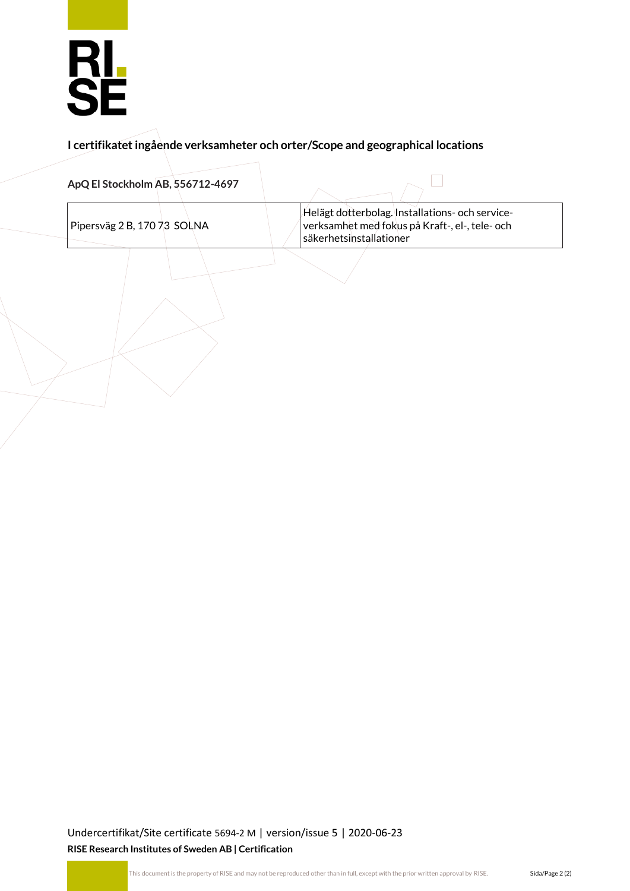## I certifikatet ingående verksamheter och orter/Scope and geographical locations

**ApQ El Stockholm AB, 556712-4697**

| | |
|---|---|
| Pipersväg 2 B, 170 73 SOLNA | Helägt dotterbolag. Installations- och service-verksamhet med fokus på Kraft-, el-, tele- och säkerhetsinstallationer |

Undercertifikat/Site certificate 5694-2 M | version/issue 5 | 2020-06-23

**RISE Research Institutes of Sweden AB | Certification**

This document is the property of RISE and may not be reproduced other than in full, except with the prior written approval by RISE.